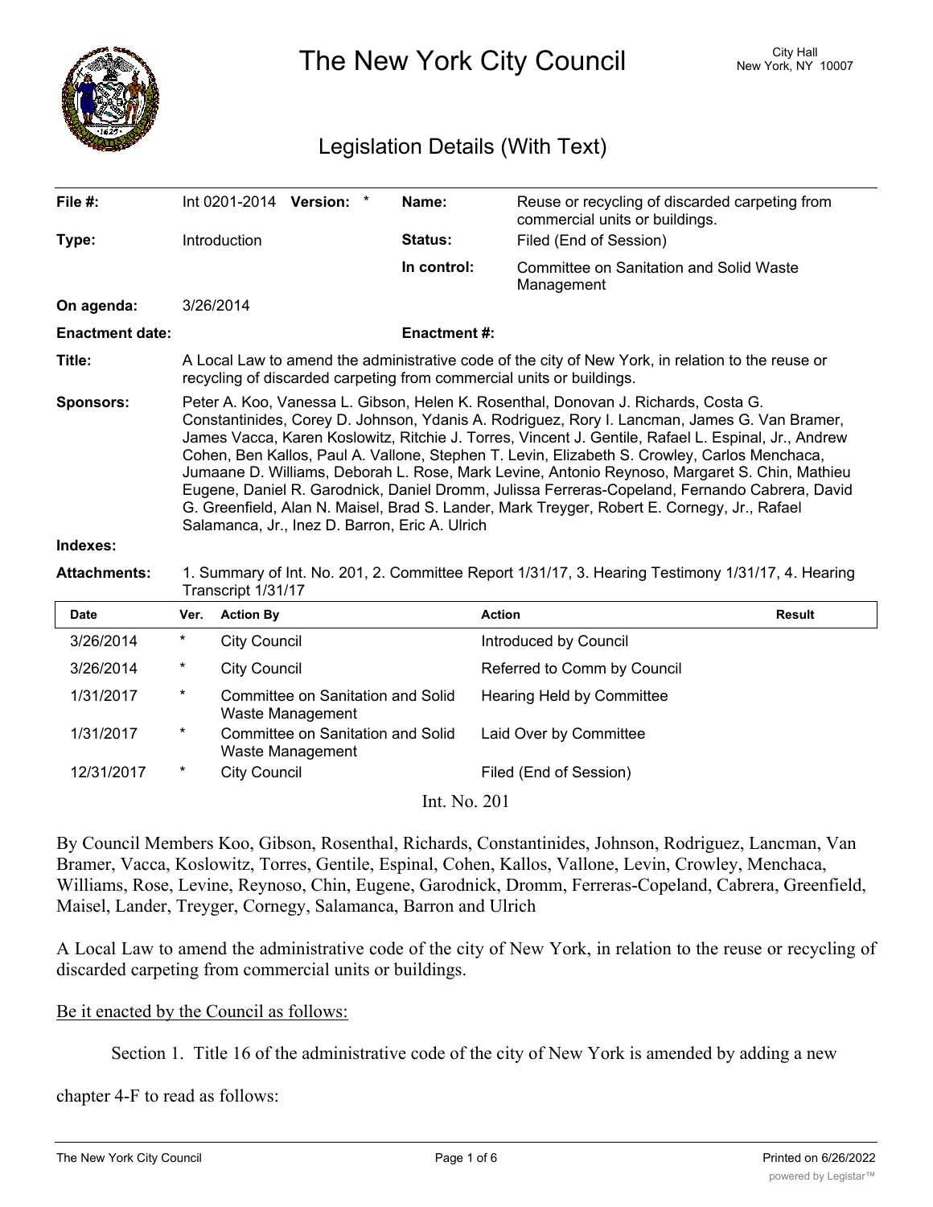# The New York City Council

City Hall
New York, NY 10007

## Legislation Details (With Text)

| | | | |
|---|---|---|---|
| **File #:** | Int 0201-2014 **Version:** * | **Name:** | Reuse or recycling of discarded carpeting from commercial units or buildings. |
| **Type:** | Introduction | **Status:** | Filed (End of Session) |
| | | **In control:** | Committee on Sanitation and Solid Waste Management |
| **On agenda:** | 3/26/2014 | | |
| **Enactment date:** | | **Enactment #:** | |

**Title:** A Local Law to amend the administrative code of the city of New York, in relation to the reuse or recycling of discarded carpeting from commercial units or buildings.

**Sponsors:** Peter A. Koo, Vanessa L. Gibson, Helen K. Rosenthal, Donovan J. Richards, Costa G. Constantinides, Corey D. Johnson, Ydanis A. Rodriguez, Rory I. Lancman, James G. Van Bramer, James Vacca, Karen Koslowitz, Ritchie J. Torres, Vincent J. Gentile, Rafael L. Espinal, Jr., Andrew Cohen, Ben Kallos, Paul A. Vallone, Stephen T. Levin, Elizabeth S. Crowley, Carlos Menchaca, Jumaane D. Williams, Deborah L. Rose, Mark Levine, Antonio Reynoso, Margaret S. Chin, Mathieu Eugene, Daniel R. Garodnick, Daniel Dromm, Julissa Ferreras-Copeland, Fernando Cabrera, David G. Greenfield, Alan N. Maisel, Brad S. Lander, Mark Treyger, Robert E. Cornegy, Jr., Rafael Salamanca, Jr., Inez D. Barron, Eric A. Ulrich

**Indexes:**

**Attachments:** 1. Summary of Int. No. 201, 2. Committee Report 1/31/17, 3. Hearing Testimony 1/31/17, 4. Hearing Transcript 1/31/17

| Date | Ver. | Action By | Action | Result |
|---|---|---|---|---|
| 3/26/2014 | * | City Council | Introduced by Council | |
| 3/26/2014 | * | City Council | Referred to Comm by Council | |
| 1/31/2017 | * | Committee on Sanitation and Solid Waste Management | Hearing Held by Committee | |
| 1/31/2017 | * | Committee on Sanitation and Solid Waste Management | Laid Over by Committee | |
| 12/31/2017 | * | City Council | Filed (End of Session) | |

Int. No. 201

By Council Members Koo, Gibson, Rosenthal, Richards, Constantinides, Johnson, Rodriguez, Lancman, Van Bramer, Vacca, Koslowitz, Torres, Gentile, Espinal, Cohen, Kallos, Vallone, Levin, Crowley, Menchaca, Williams, Rose, Levine, Reynoso, Chin, Eugene, Garodnick, Dromm, Ferreras-Copeland, Cabrera, Greenfield, Maisel, Lander, Treyger, Cornegy, Salamanca, Barron and Ulrich

A Local Law to amend the administrative code of the city of New York, in relation to the reuse or recycling of discarded carpeting from commercial units or buildings.

Be it enacted by the Council as follows:

Section 1. Title 16 of the administrative code of the city of New York is amended by adding a new chapter 4-F to read as follows: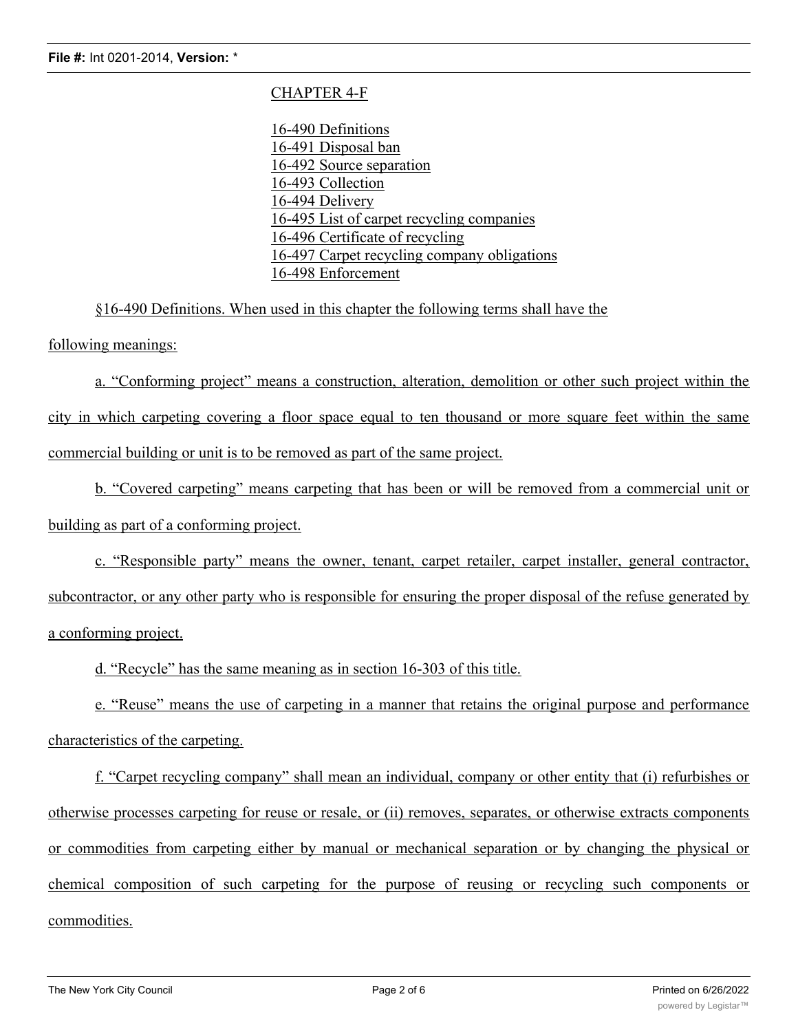CHAPTER 4-F

16-490 Definitions
16-491 Disposal ban
16-492 Source separation
16-493 Collection
16-494 Delivery
16-495 List of carpet recycling companies
16-496 Certificate of recycling
16-497 Carpet recycling company obligations
16-498 Enforcement

§16-490 Definitions. When used in this chapter the following terms shall have the following meanings:

a. "Conforming project" means a construction, alteration, demolition or other such project within the city in which carpeting covering a floor space equal to ten thousand or more square feet within the same commercial building or unit is to be removed as part of the same project.

b. "Covered carpeting" means carpeting that has been or will be removed from a commercial unit or building as part of a conforming project.

c. "Responsible party" means the owner, tenant, carpet retailer, carpet installer, general contractor, subcontractor, or any other party who is responsible for ensuring the proper disposal of the refuse generated by a conforming project.

d. "Recycle" has the same meaning as in section 16-303 of this title.

e. "Reuse" means the use of carpeting in a manner that retains the original purpose and performance characteristics of the carpeting.

f. "Carpet recycling company" shall mean an individual, company or other entity that (i) refurbishes or otherwise processes carpeting for reuse or resale, or (ii) removes, separates, or otherwise extracts components or commodities from carpeting either by manual or mechanical separation or by changing the physical or chemical composition of such carpeting for the purpose of reusing or recycling such components or commodities.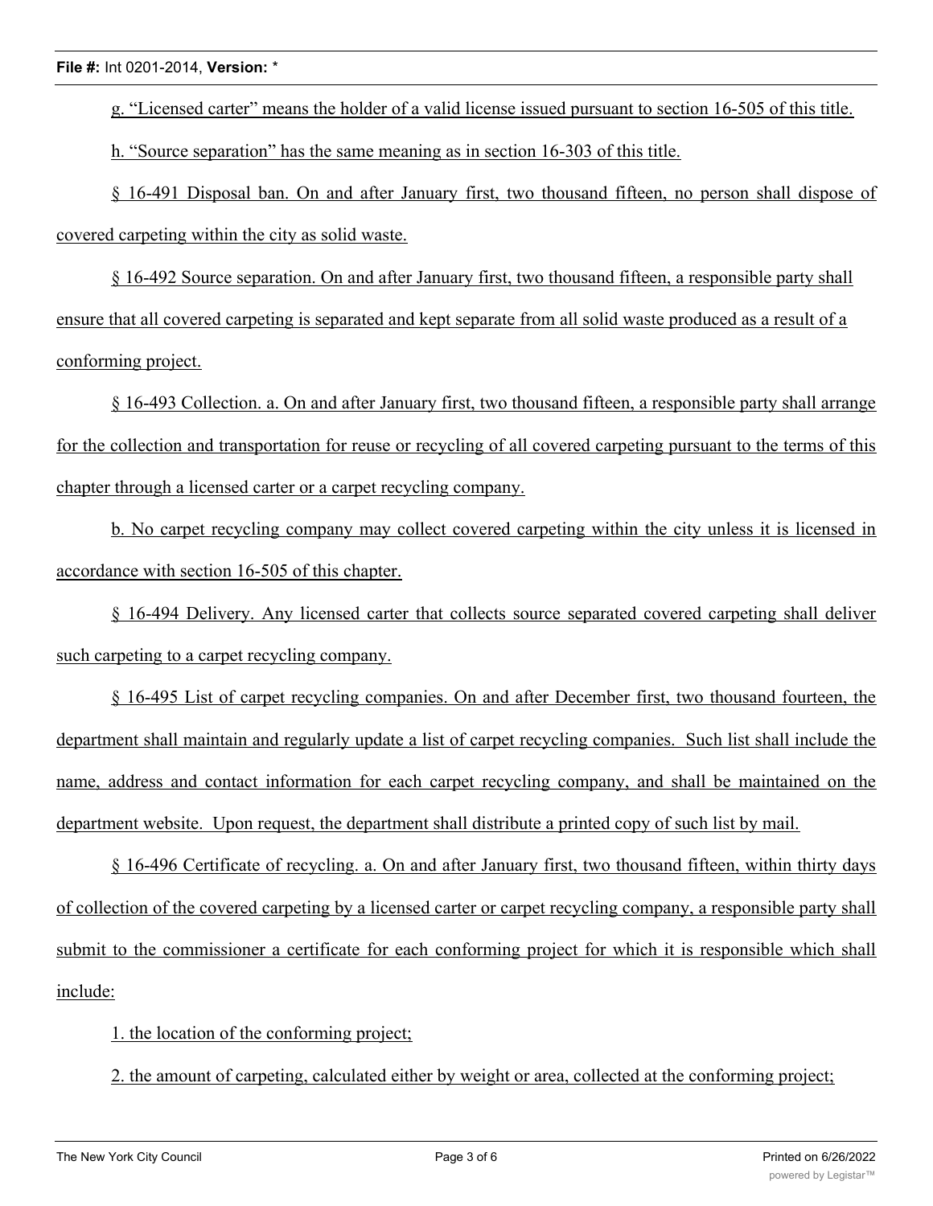g. "Licensed carter" means the holder of a valid license issued pursuant to section 16-505 of this title.

h. "Source separation" has the same meaning as in section 16-303 of this title.

§ 16-491 Disposal ban. On and after January first, two thousand fifteen, no person shall dispose of covered carpeting within the city as solid waste.

§ 16-492 Source separation. On and after January first, two thousand fifteen, a responsible party shall ensure that all covered carpeting is separated and kept separate from all solid waste produced as a result of a conforming project.

§ 16-493 Collection. a. On and after January first, two thousand fifteen, a responsible party shall arrange for the collection and transportation for reuse or recycling of all covered carpeting pursuant to the terms of this chapter through a licensed carter or a carpet recycling company.

b. No carpet recycling company may collect covered carpeting within the city unless it is licensed in accordance with section 16-505 of this chapter.

§ 16-494 Delivery. Any licensed carter that collects source separated covered carpeting shall deliver such carpeting to a carpet recycling company.

§ 16-495 List of carpet recycling companies. On and after December first, two thousand fourteen, the department shall maintain and regularly update a list of carpet recycling companies. Such list shall include the name, address and contact information for each carpet recycling company, and shall be maintained on the department website. Upon request, the department shall distribute a printed copy of such list by mail.

§ 16-496 Certificate of recycling. a. On and after January first, two thousand fifteen, within thirty days of collection of the covered carpeting by a licensed carter or carpet recycling company, a responsible party shall submit to the commissioner a certificate for each conforming project for which it is responsible which shall include:

1. the location of the conforming project;

2. the amount of carpeting, calculated either by weight or area, collected at the conforming project;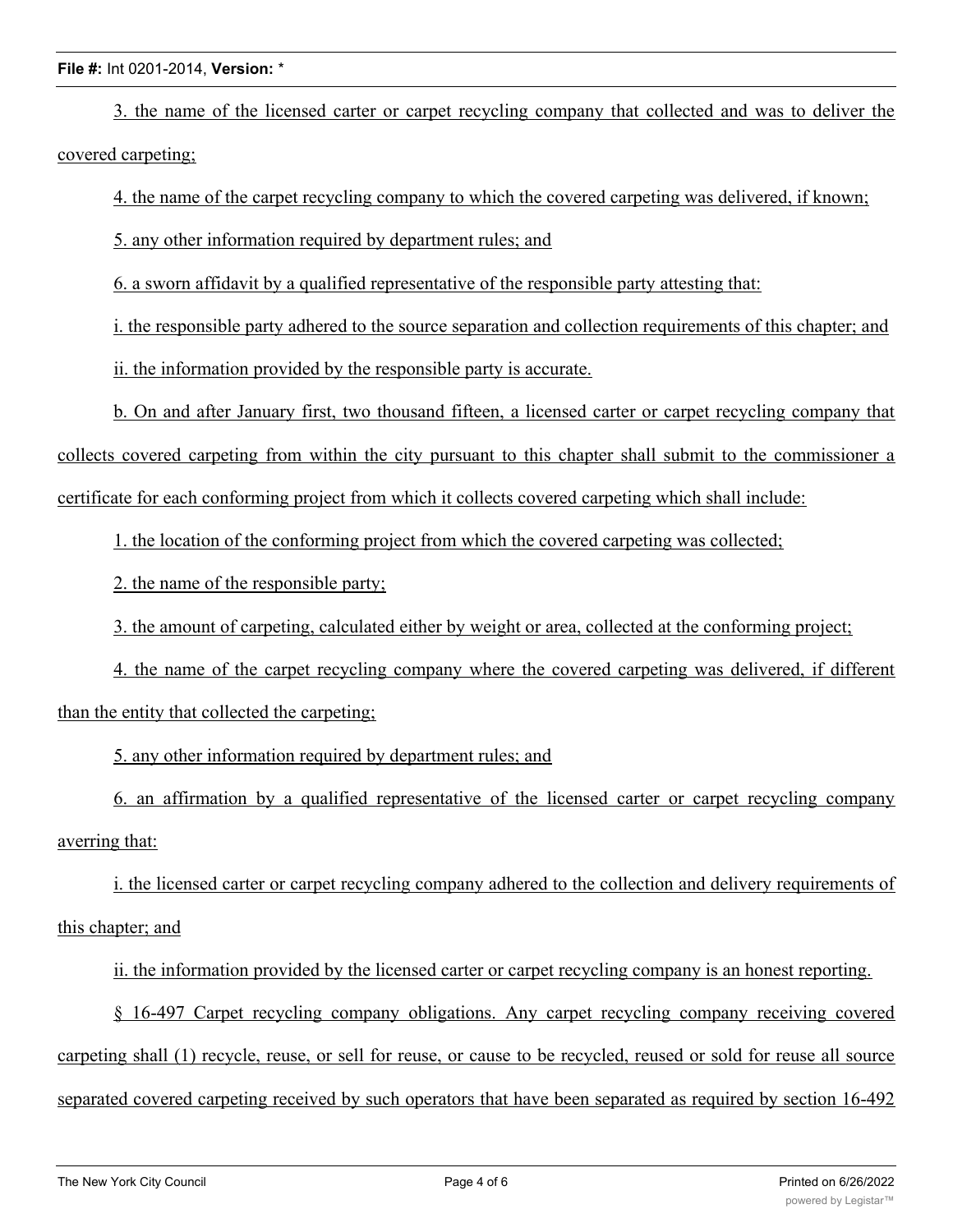3. the name of the licensed carter or carpet recycling company that collected and was to deliver the covered carpeting;

4. the name of the carpet recycling company to which the covered carpeting was delivered, if known;

5. any other information required by department rules; and

6. a sworn affidavit by a qualified representative of the responsible party attesting that:

i. the responsible party adhered to the source separation and collection requirements of this chapter; and

ii. the information provided by the responsible party is accurate.

b. On and after January first, two thousand fifteen, a licensed carter or carpet recycling company that collects covered carpeting from within the city pursuant to this chapter shall submit to the commissioner a certificate for each conforming project from which it collects covered carpeting which shall include:

1. the location of the conforming project from which the covered carpeting was collected;

2. the name of the responsible party;

3. the amount of carpeting, calculated either by weight or area, collected at the conforming project;

4. the name of the carpet recycling company where the covered carpeting was delivered, if different than the entity that collected the carpeting;

5. any other information required by department rules; and

6. an affirmation by a qualified representative of the licensed carter or carpet recycling company averring that:

i. the licensed carter or carpet recycling company adhered to the collection and delivery requirements of this chapter; and

ii. the information provided by the licensed carter or carpet recycling company is an honest reporting.

§ 16-497 Carpet recycling company obligations. Any carpet recycling company receiving covered carpeting shall (1) recycle, reuse, or sell for reuse, or cause to be recycled, reused or sold for reuse all source separated covered carpeting received by such operators that have been separated as required by section 16-492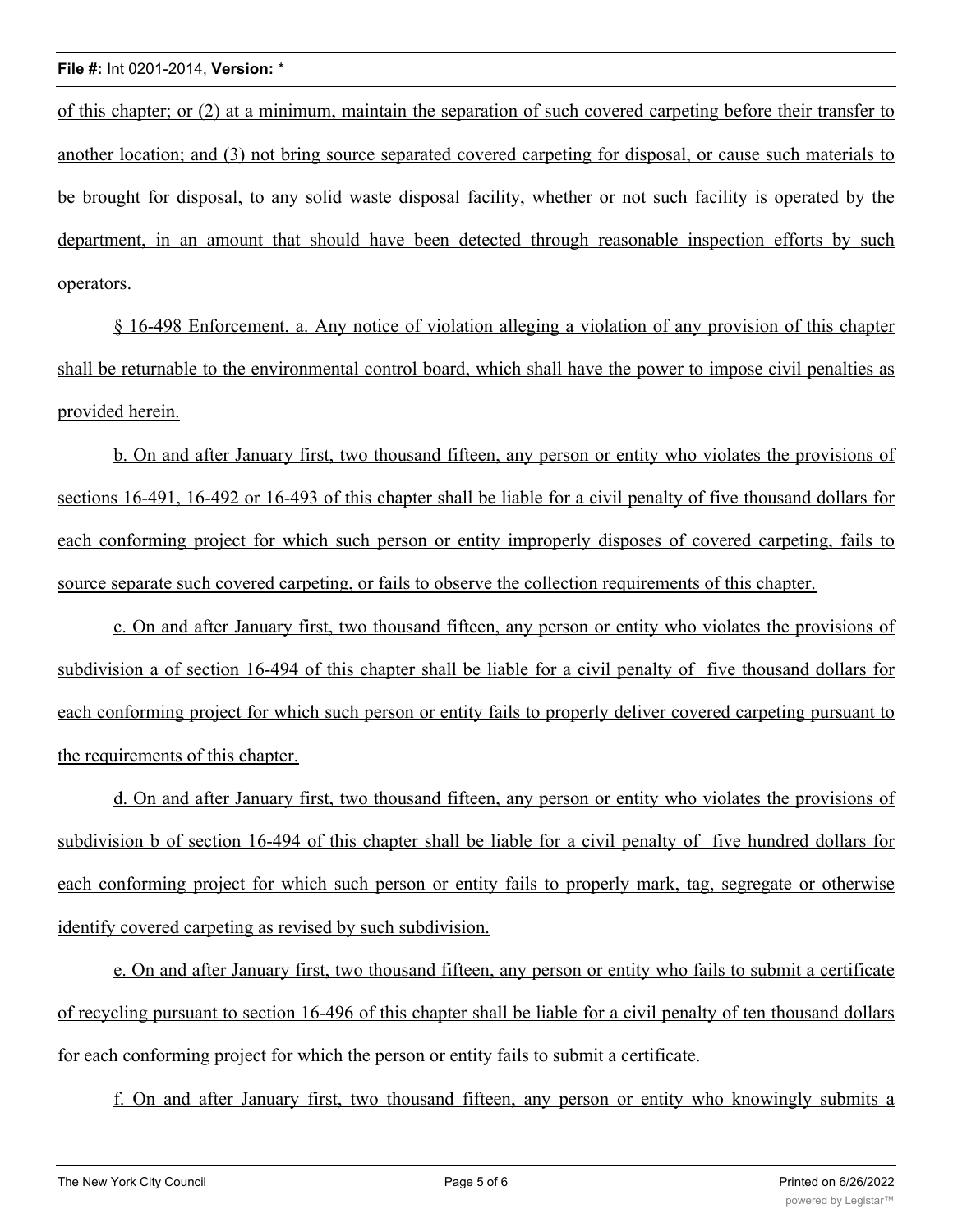of this chapter; or (2) at a minimum, maintain the separation of such covered carpeting before their transfer to another location; and (3) not bring source separated covered carpeting for disposal, or cause such materials to be brought for disposal, to any solid waste disposal facility, whether or not such facility is operated by the department, in an amount that should have been detected through reasonable inspection efforts by such operators.

§ 16-498 Enforcement. a. Any notice of violation alleging a violation of any provision of this chapter shall be returnable to the environmental control board, which shall have the power to impose civil penalties as provided herein.

b. On and after January first, two thousand fifteen, any person or entity who violates the provisions of sections 16-491, 16-492 or 16-493 of this chapter shall be liable for a civil penalty of five thousand dollars for each conforming project for which such person or entity improperly disposes of covered carpeting, fails to source separate such covered carpeting, or fails to observe the collection requirements of this chapter.

c. On and after January first, two thousand fifteen, any person or entity who violates the provisions of subdivision a of section 16-494 of this chapter shall be liable for a civil penalty of five thousand dollars for each conforming project for which such person or entity fails to properly deliver covered carpeting pursuant to the requirements of this chapter.

d. On and after January first, two thousand fifteen, any person or entity who violates the provisions of subdivision b of section 16-494 of this chapter shall be liable for a civil penalty of five hundred dollars for each conforming project for which such person or entity fails to properly mark, tag, segregate or otherwise identify covered carpeting as revised by such subdivision.

e. On and after January first, two thousand fifteen, any person or entity who fails to submit a certificate of recycling pursuant to section 16-496 of this chapter shall be liable for a civil penalty of ten thousand dollars for each conforming project for which the person or entity fails to submit a certificate.

f. On and after January first, two thousand fifteen, any person or entity who knowingly submits a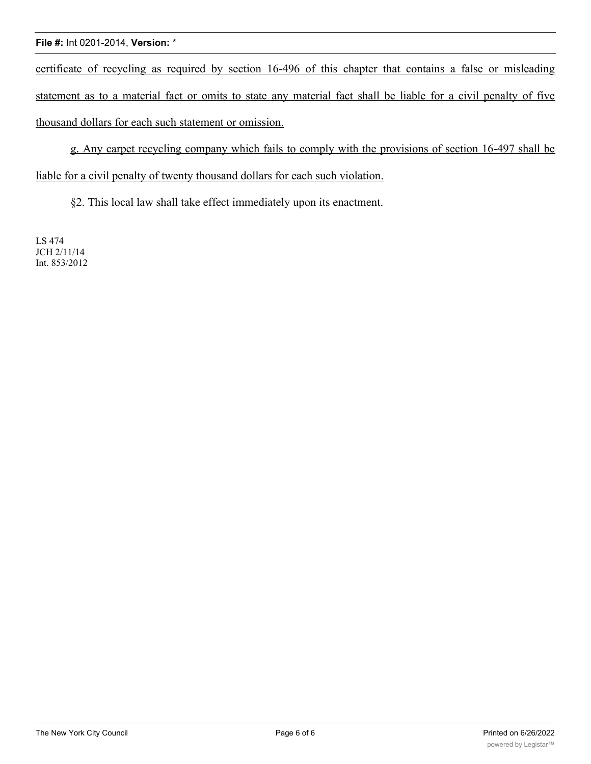certificate of recycling as required by section 16-496 of this chapter that contains a false or misleading statement as to a material fact or omits to state any material fact shall be liable for a civil penalty of five thousand dollars for each such statement or omission.

g. Any carpet recycling company which fails to comply with the provisions of section 16-497 shall be liable for a civil penalty of twenty thousand dollars for each such violation.

§2. This local law shall take effect immediately upon its enactment.

LS 474
JCH 2/11/14
Int. 853/2012